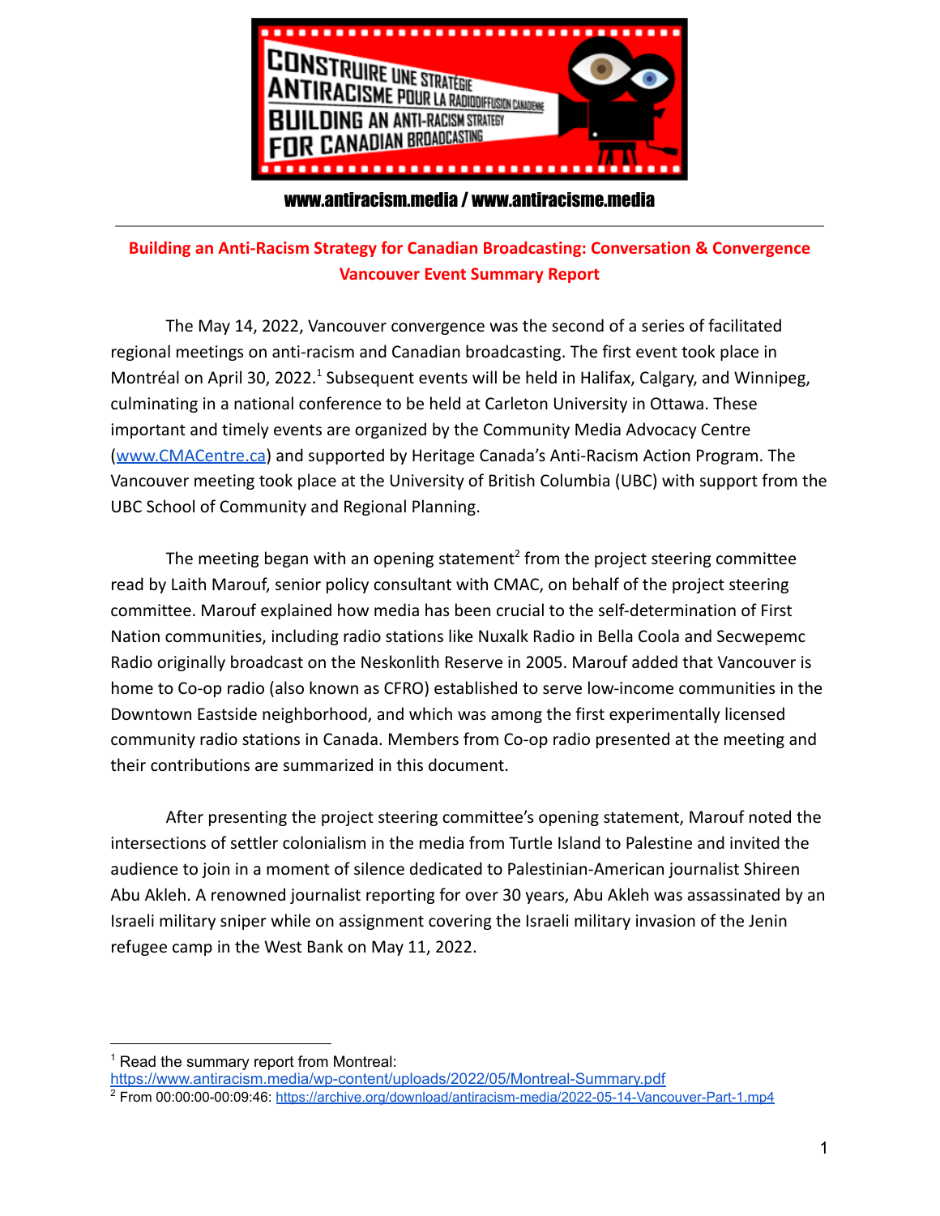CONSTRUIRE UNE STRATÉGIE ANTIRACISME POUR LA RADIODIFFUSION CANADIENNE
BUILDING AN ANTI-RACISM STRATEGY FOR CANADIAN BROADCASTING

www.antiracism.media / www.antiracisme.media

---

## Building an Anti-Racism Strategy for Canadian Broadcasting: Conversation & Convergence
## Vancouver Event Summary Report

The May 14, 2022, Vancouver convergence was the second of a series of facilitated regional meetings on anti-racism and Canadian broadcasting. The first event took place in Montréal on April 30, 2022.[1] Subsequent events will be held in Halifax, Calgary, and Winnipeg, culminating in a national conference to be held at Carleton University in Ottawa. These important and timely events are organized by the Community Media Advocacy Centre (www.CMACentre.ca) and supported by Heritage Canada's Anti-Racism Action Program. The Vancouver meeting took place at the University of British Columbia (UBC) with support from the UBC School of Community and Regional Planning.

The meeting began with an opening statement[2] from the project steering committee read by Laith Marouf, senior policy consultant with CMAC, on behalf of the project steering committee. Marouf explained how media has been crucial to the self-determination of First Nation communities, including radio stations like Nuxalk Radio in Bella Coola and Secwepemc Radio originally broadcast on the Neskonlith Reserve in 2005. Marouf added that Vancouver is home to Co-op radio (also known as CFRO) established to serve low-income communities in the Downtown Eastside neighborhood, and which was among the first experimentally licensed community radio stations in Canada. Members from Co-op radio presented at the meeting and their contributions are summarized in this document.

After presenting the project steering committee's opening statement, Marouf noted the intersections of settler colonialism in the media from Turtle Island to Palestine and invited the audience to join in a moment of silence dedicated to Palestinian-American journalist Shireen Abu Akleh. A renowned journalist reporting for over 30 years, Abu Akleh was assassinated by an Israeli military sniper while on assignment covering the Israeli military invasion of the Jenin refugee camp in the West Bank on May 11, 2022.

---

[1] Read the summary report from Montreal: https://www.antiracism.media/wp-content/uploads/2022/05/Montreal-Summary.pdf

[2] From 00:00:00-00:09:46: https://archive.org/download/antiracism-media/2022-05-14-Vancouver-Part-1.mp4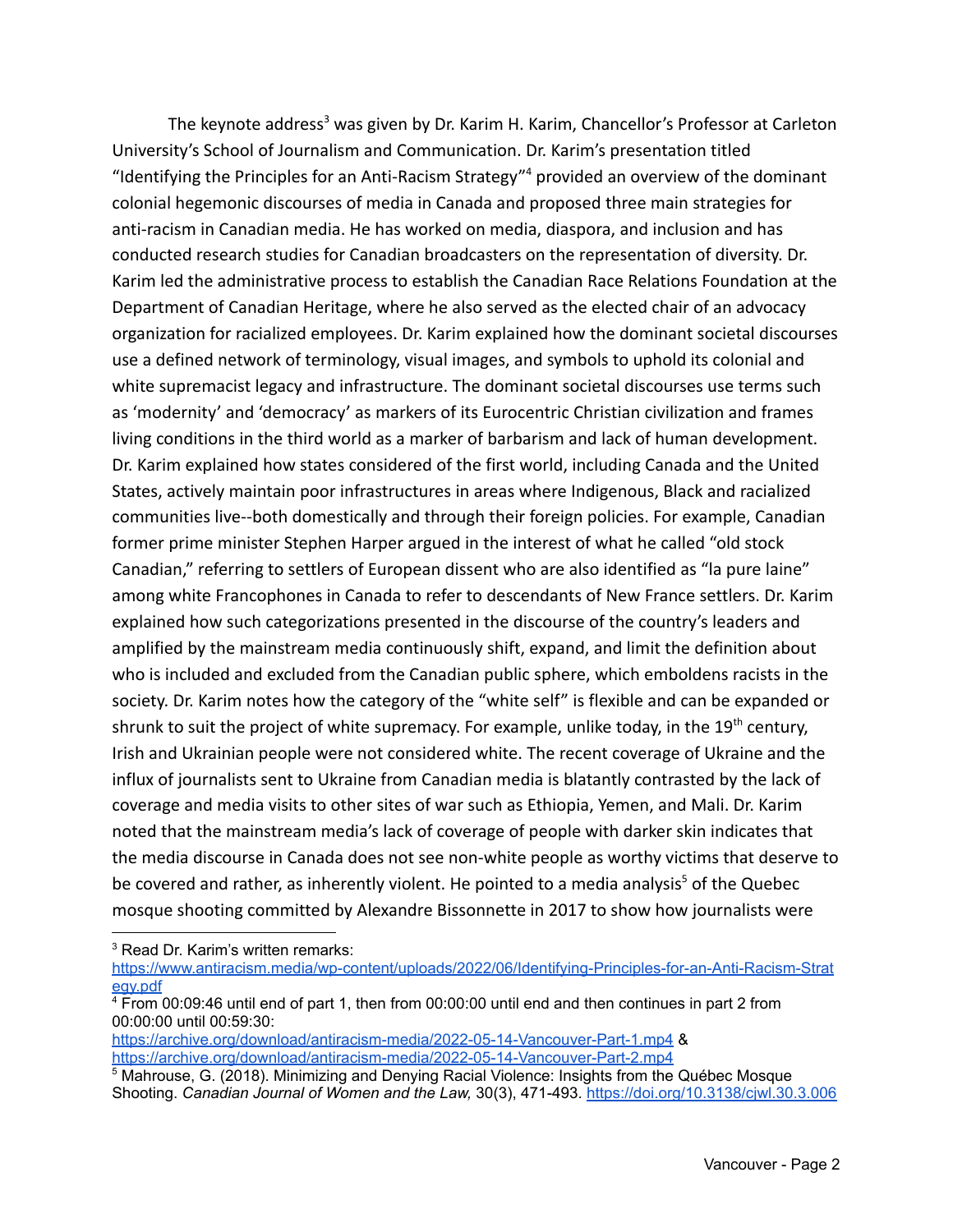The keynote address[3] was given by Dr. Karim H. Karim, Chancellor's Professor at Carleton University's School of Journalism and Communication. Dr. Karim's presentation titled "Identifying the Principles for an Anti-Racism Strategy"[4] provided an overview of the dominant colonial hegemonic discourses of media in Canada and proposed three main strategies for anti-racism in Canadian media. He has worked on media, diaspora, and inclusion and has conducted research studies for Canadian broadcasters on the representation of diversity. Dr. Karim led the administrative process to establish the Canadian Race Relations Foundation at the Department of Canadian Heritage, where he also served as the elected chair of an advocacy organization for racialized employees. Dr. Karim explained how the dominant societal discourses use a defined network of terminology, visual images, and symbols to uphold its colonial and white supremacist legacy and infrastructure. The dominant societal discourses use terms such as 'modernity' and 'democracy' as markers of its Eurocentric Christian civilization and frames living conditions in the third world as a marker of barbarism and lack of human development. Dr. Karim explained how states considered of the first world, including Canada and the United States, actively maintain poor infrastructures in areas where Indigenous, Black and racialized communities live--both domestically and through their foreign policies. For example, Canadian former prime minister Stephen Harper argued in the interest of what he called "old stock Canadian," referring to settlers of European dissent who are also identified as "la pure laine" among white Francophones in Canada to refer to descendants of New France settlers. Dr. Karim explained how such categorizations presented in the discourse of the country's leaders and amplified by the mainstream media continuously shift, expand, and limit the definition about who is included and excluded from the Canadian public sphere, which emboldens racists in the society. Dr. Karim notes how the category of the "white self" is flexible and can be expanded or shrunk to suit the project of white supremacy. For example, unlike today, in the 19th century, Irish and Ukrainian people were not considered white. The recent coverage of Ukraine and the influx of journalists sent to Ukraine from Canadian media is blatantly contrasted by the lack of coverage and media visits to other sites of war such as Ethiopia, Yemen, and Mali. Dr. Karim noted that the mainstream media's lack of coverage of people with darker skin indicates that the media discourse in Canada does not see non-white people as worthy victims that deserve to be covered and rather, as inherently violent. He pointed to a media analysis[5] of the Quebec mosque shooting committed by Alexandre Bissonnette in 2017 to show how journalists were

---

[3] Read Dr. Karim's written remarks: https://www.antiracism.media/wp-content/uploads/2022/06/Identifying-Principles-for-an-Anti-Racism-Strategy.pdf

[4] From 00:09:46 until end of part 1, then from 00:00:00 until end and then continues in part 2 from 00:00:00 until 00:59:30: https://archive.org/download/antiracism-media/2022-05-14-Vancouver-Part-1.mp4 & https://archive.org/download/antiracism-media/2022-05-14-Vancouver-Part-2.mp4

[5] Mahrouse, G. (2018). Minimizing and Denying Racial Violence: Insights from the Québec Mosque Shooting. *Canadian Journal of Women and the Law,* 30(3), 471-493. https://doi.org/10.3138/cjwl.30.3.006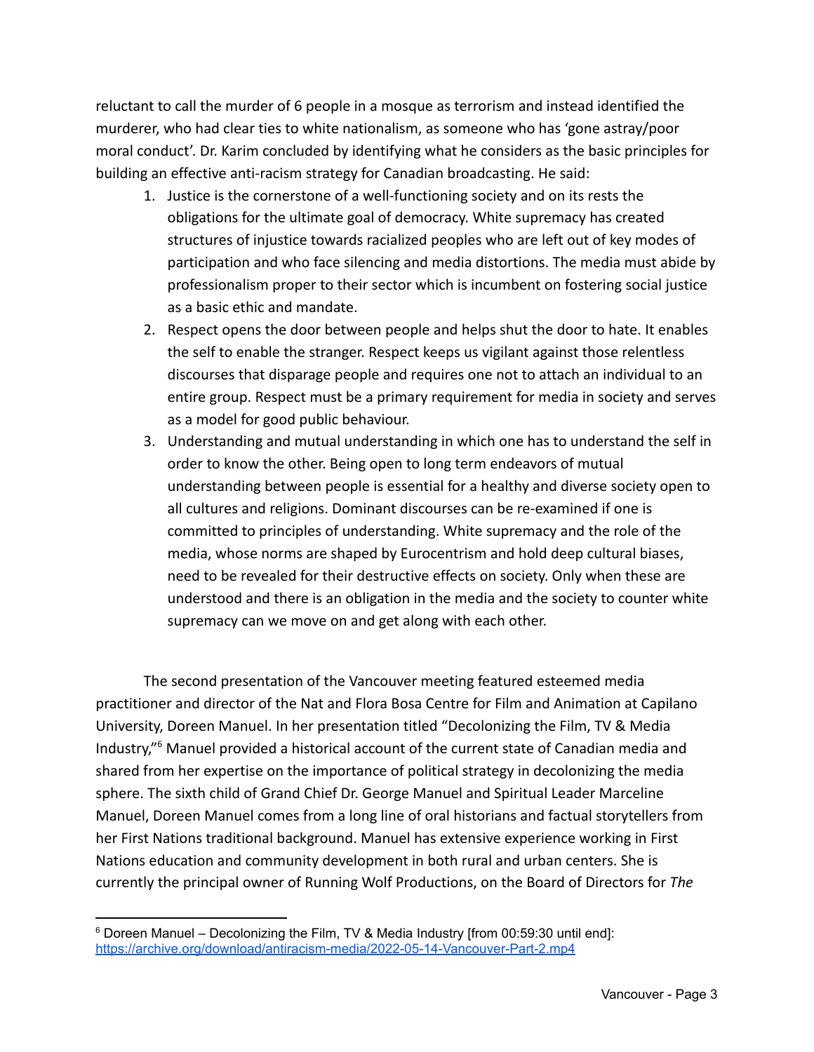reluctant to call the murder of 6 people in a mosque as terrorism and instead identified the murderer, who had clear ties to white nationalism, as someone who has 'gone astray/poor moral conduct'. Dr. Karim concluded by identifying what he considers as the basic principles for building an effective anti-racism strategy for Canadian broadcasting. He said:

1. Justice is the cornerstone of a well-functioning society and on its rests the obligations for the ultimate goal of democracy. White supremacy has created structures of injustice towards racialized peoples who are left out of key modes of participation and who face silencing and media distortions. The media must abide by professionalism proper to their sector which is incumbent on fostering social justice as a basic ethic and mandate.
2. Respect opens the door between people and helps shut the door to hate. It enables the self to enable the stranger. Respect keeps us vigilant against those relentless discourses that disparage people and requires one not to attach an individual to an entire group. Respect must be a primary requirement for media in society and serves as a model for good public behaviour.
3. Understanding and mutual understanding in which one has to understand the self in order to know the other. Being open to long term endeavors of mutual understanding between people is essential for a healthy and diverse society open to all cultures and religions. Dominant discourses can be re-examined if one is committed to principles of understanding. White supremacy and the role of the media, whose norms are shaped by Eurocentrism and hold deep cultural biases, need to be revealed for their destructive effects on society. Only when these are understood and there is an obligation in the media and the society to counter white supremacy can we move on and get along with each other.

The second presentation of the Vancouver meeting featured esteemed media practitioner and director of the Nat and Flora Bosa Centre for Film and Animation at Capilano University, Doreen Manuel. In her presentation titled "Decolonizing the Film, TV & Media Industry,"[6] Manuel provided a historical account of the current state of Canadian media and shared from her expertise on the importance of political strategy in decolonizing the media sphere. The sixth child of Grand Chief Dr. George Manuel and Spiritual Leader Marceline Manuel, Doreen Manuel comes from a long line of oral historians and factual storytellers from her First Nations traditional background. Manuel has extensive experience working in First Nations education and community development in both rural and urban centers. She is currently the principal owner of Running Wolf Productions, on the Board of Directors for *The*

[6] Doreen Manuel – Decolonizing the Film, TV & Media Industry [from 00:59:30 until end]: https://archive.org/download/antiracism-media/2022-05-14-Vancouver-Part-2.mp4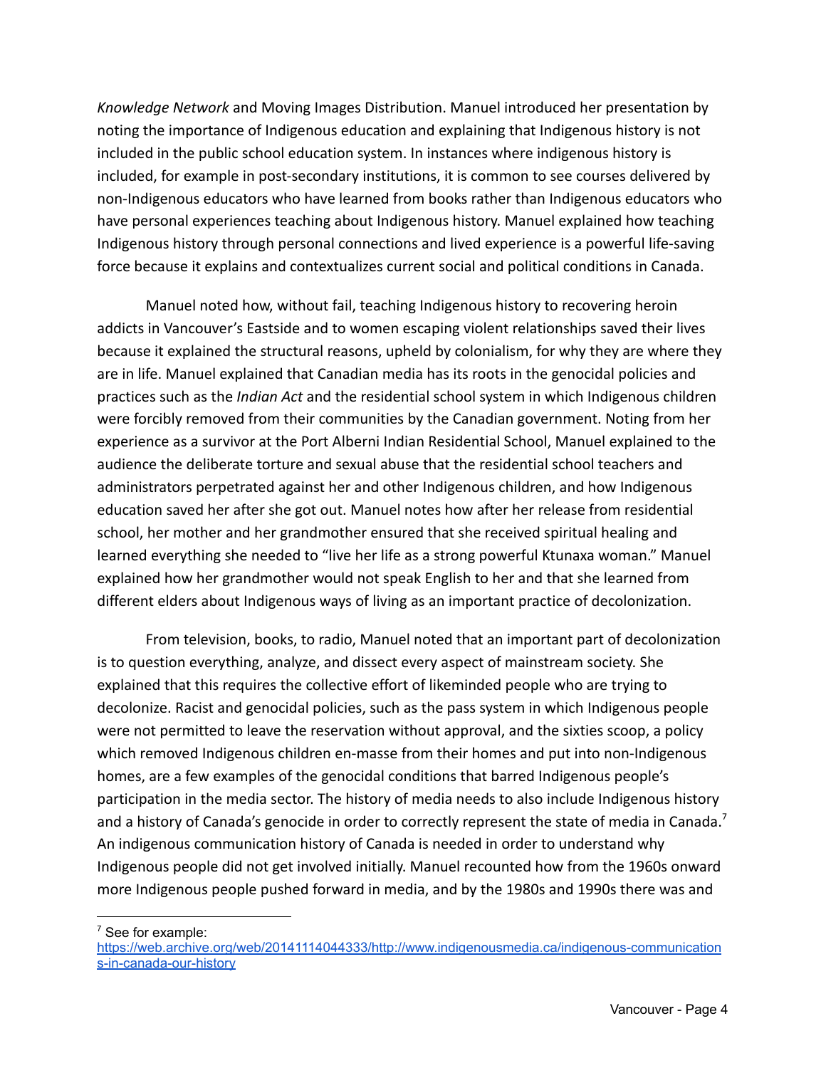*Knowledge Network* and Moving Images Distribution. Manuel introduced her presentation by noting the importance of Indigenous education and explaining that Indigenous history is not included in the public school education system. In instances where indigenous history is included, for example in post-secondary institutions, it is common to see courses delivered by non-Indigenous educators who have learned from books rather than Indigenous educators who have personal experiences teaching about Indigenous history. Manuel explained how teaching Indigenous history through personal connections and lived experience is a powerful life-saving force because it explains and contextualizes current social and political conditions in Canada.

Manuel noted how, without fail, teaching Indigenous history to recovering heroin addicts in Vancouver's Eastside and to women escaping violent relationships saved their lives because it explained the structural reasons, upheld by colonialism, for why they are where they are in life. Manuel explained that Canadian media has its roots in the genocidal policies and practices such as the *Indian Act* and the residential school system in which Indigenous children were forcibly removed from their communities by the Canadian government. Noting from her experience as a survivor at the Port Alberni Indian Residential School, Manuel explained to the audience the deliberate torture and sexual abuse that the residential school teachers and administrators perpetrated against her and other Indigenous children, and how Indigenous education saved her after she got out. Manuel notes how after her release from residential school, her mother and her grandmother ensured that she received spiritual healing and learned everything she needed to "live her life as a strong powerful Ktunaxa woman." Manuel explained how her grandmother would not speak English to her and that she learned from different elders about Indigenous ways of living as an important practice of decolonization.

From television, books, to radio, Manuel noted that an important part of decolonization is to question everything, analyze, and dissect every aspect of mainstream society. She explained that this requires the collective effort of likeminded people who are trying to decolonize. Racist and genocidal policies, such as the pass system in which Indigenous people were not permitted to leave the reservation without approval, and the sixties scoop, a policy which removed Indigenous children en-masse from their homes and put into non-Indigenous homes, are a few examples of the genocidal conditions that barred Indigenous people's participation in the media sector. The history of media needs to also include Indigenous history and a history of Canada's genocide in order to correctly represent the state of media in Canada.[7] An indigenous communication history of Canada is needed in order to understand why Indigenous people did not get involved initially. Manuel recounted how from the 1960s onward more Indigenous people pushed forward in media, and by the 1980s and 1990s there was and

---

[7] See for example: https://web.archive.org/web/20141114044333/http://www.indigenousmedia.ca/indigenous-communications-in-canada-our-history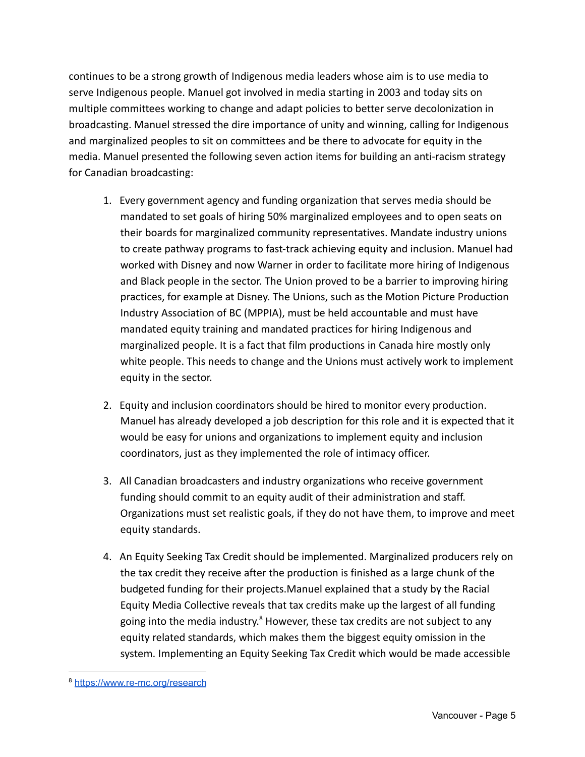continues to be a strong growth of Indigenous media leaders whose aim is to use media to serve Indigenous people. Manuel got involved in media starting in 2003 and today sits on multiple committees working to change and adapt policies to better serve decolonization in broadcasting. Manuel stressed the dire importance of unity and winning, calling for Indigenous and marginalized peoples to sit on committees and be there to advocate for equity in the media. Manuel presented the following seven action items for building an anti-racism strategy for Canadian broadcasting:

1. Every government agency and funding organization that serves media should be mandated to set goals of hiring 50% marginalized employees and to open seats on their boards for marginalized community representatives. Mandate industry unions to create pathway programs to fast-track achieving equity and inclusion. Manuel had worked with Disney and now Warner in order to facilitate more hiring of Indigenous and Black people in the sector. The Union proved to be a barrier to improving hiring practices, for example at Disney. The Unions, such as the Motion Picture Production Industry Association of BC (MPPIA), must be held accountable and must have mandated equity training and mandated practices for hiring Indigenous and marginalized people. It is a fact that film productions in Canada hire mostly only white people. This needs to change and the Unions must actively work to implement equity in the sector.

2. Equity and inclusion coordinators should be hired to monitor every production. Manuel has already developed a job description for this role and it is expected that it would be easy for unions and organizations to implement equity and inclusion coordinators, just as they implemented the role of intimacy officer.

3. All Canadian broadcasters and industry organizations who receive government funding should commit to an equity audit of their administration and staff. Organizations must set realistic goals, if they do not have them, to improve and meet equity standards.

4. An Equity Seeking Tax Credit should be implemented. Marginalized producers rely on the tax credit they receive after the production is finished as a large chunk of the budgeted funding for their projects.Manuel explained that a study by the Racial Equity Media Collective reveals that tax credits make up the largest of all funding going into the media industry.[8] However, these tax credits are not subject to any equity related standards, which makes them the biggest equity omission in the system. Implementing an Equity Seeking Tax Credit which would be made accessible

---

[8] https://www.re-mc.org/research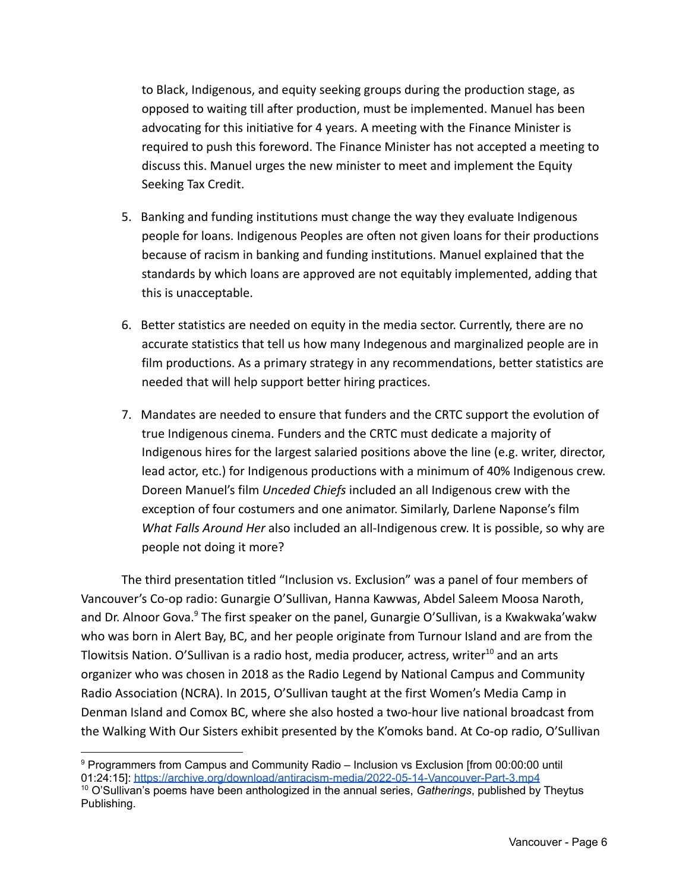to Black, Indigenous, and equity seeking groups during the production stage, as opposed to waiting till after production, must be implemented. Manuel has been advocating for this initiative for 4 years. A meeting with the Finance Minister is required to push this foreword. The Finance Minister has not accepted a meeting to discuss this. Manuel urges the new minister to meet and implement the Equity Seeking Tax Credit.

5. Banking and funding institutions must change the way they evaluate Indigenous people for loans. Indigenous Peoples are often not given loans for their productions because of racism in banking and funding institutions. Manuel explained that the standards by which loans are approved are not equitably implemented, adding that this is unacceptable.

6. Better statistics are needed on equity in the media sector. Currently, there are no accurate statistics that tell us how many Indegenous and marginalized people are in film productions. As a primary strategy in any recommendations, better statistics are needed that will help support better hiring practices.

7. Mandates are needed to ensure that funders and the CRTC support the evolution of true Indigenous cinema. Funders and the CRTC must dedicate a majority of Indigenous hires for the largest salaried positions above the line (e.g. writer, director, lead actor, etc.) for Indigenous productions with a minimum of 40% Indigenous crew. Doreen Manuel's film *Unceded Chiefs* included an all Indigenous crew with the exception of four costumers and one animator. Similarly, Darlene Naponse's film *What Falls Around Her* also included an all-Indigenous crew. It is possible, so why are people not doing it more?

The third presentation titled "Inclusion vs. Exclusion" was a panel of four members of Vancouver's Co-op radio: Gunargie O'Sullivan, Hanna Kawwas, Abdel Saleem Moosa Naroth, and Dr. Alnoor Gova.[9] The first speaker on the panel, Gunargie O'Sullivan, is a Kwakwaka'wakw who was born in Alert Bay, BC, and her people originate from Turnour Island and are from the Tlowitsis Nation. O'Sullivan is a radio host, media producer, actress, writer[10] and an arts organizer who was chosen in 2018 as the Radio Legend by National Campus and Community Radio Association (NCRA). In 2015, O'Sullivan taught at the first Women's Media Camp in Denman Island and Comox BC, where she also hosted a two-hour live national broadcast from the Walking With Our Sisters exhibit presented by the K'omoks band. At Co-op radio, O'Sullivan

---

[9] Programmers from Campus and Community Radio – Inclusion vs Exclusion [from 00:00:00 until 01:24:15]: https://archive.org/download/antiracism-media/2022-05-14-Vancouver-Part-3.mp4

[10] O'Sullivan's poems have been anthologized in the annual series, *Gatherings*, published by Theytus Publishing.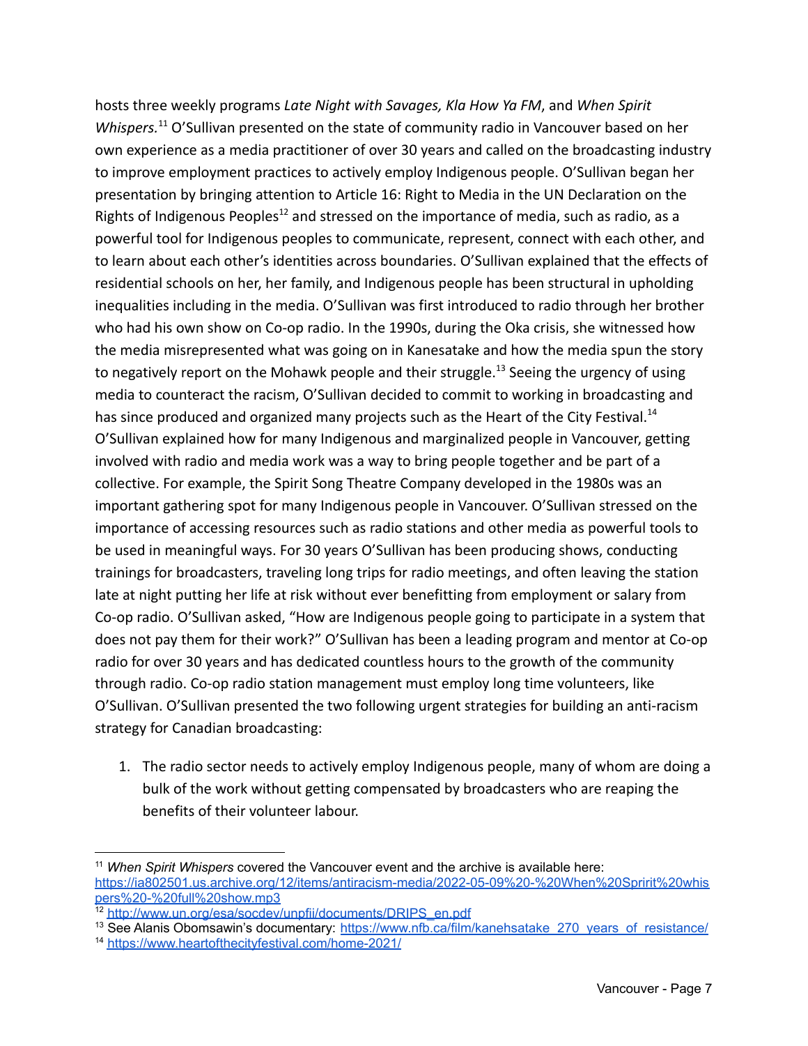hosts three weekly programs *Late Night with Savages, Kla How Ya FM*, and *When Spirit Whispers.*[11] O'Sullivan presented on the state of community radio in Vancouver based on her own experience as a media practitioner of over 30 years and called on the broadcasting industry to improve employment practices to actively employ Indigenous people. O'Sullivan began her presentation by bringing attention to Article 16: Right to Media in the UN Declaration on the Rights of Indigenous Peoples[12] and stressed on the importance of media, such as radio, as a powerful tool for Indigenous peoples to communicate, represent, connect with each other, and to learn about each other's identities across boundaries. O'Sullivan explained that the effects of residential schools on her, her family, and Indigenous people has been structural in upholding inequalities including in the media. O'Sullivan was first introduced to radio through her brother who had his own show on Co-op radio. In the 1990s, during the Oka crisis, she witnessed how the media misrepresented what was going on in Kanesatake and how the media spun the story to negatively report on the Mohawk people and their struggle.[13] Seeing the urgency of using media to counteract the racism, O'Sullivan decided to commit to working in broadcasting and has since produced and organized many projects such as the Heart of the City Festival.[14] O'Sullivan explained how for many Indigenous and marginalized people in Vancouver, getting involved with radio and media work was a way to bring people together and be part of a collective. For example, the Spirit Song Theatre Company developed in the 1980s was an important gathering spot for many Indigenous people in Vancouver. O'Sullivan stressed on the importance of accessing resources such as radio stations and other media as powerful tools to be used in meaningful ways. For 30 years O'Sullivan has been producing shows, conducting trainings for broadcasters, traveling long trips for radio meetings, and often leaving the station late at night putting her life at risk without ever benefitting from employment or salary from Co-op radio. O'Sullivan asked, "How are Indigenous people going to participate in a system that does not pay them for their work?" O'Sullivan has been a leading program and mentor at Co-op radio for over 30 years and has dedicated countless hours to the growth of the community through radio. Co-op radio station management must employ long time volunteers, like O'Sullivan. O'Sullivan presented the two following urgent strategies for building an anti-racism strategy for Canadian broadcasting:

1. The radio sector needs to actively employ Indigenous people, many of whom are doing a bulk of the work without getting compensated by broadcasters who are reaping the benefits of their volunteer labour.

---

[11] *When Spirit Whispers* covered the Vancouver event and the archive is available here: https://ia802501.us.archive.org/12/items/antiracism-media/2022-05-09%20-%20When%20Spririt%20whispers%20-%20full%20show.mp3

[12] http://www.un.org/esa/socdev/unpfii/documents/DRIPS_en.pdf

[13] See Alanis Obomsawin's documentary: https://www.nfb.ca/film/kanehsatake_270_years_of_resistance/

[14] https://www.heartofthecityfestival.com/home-2021/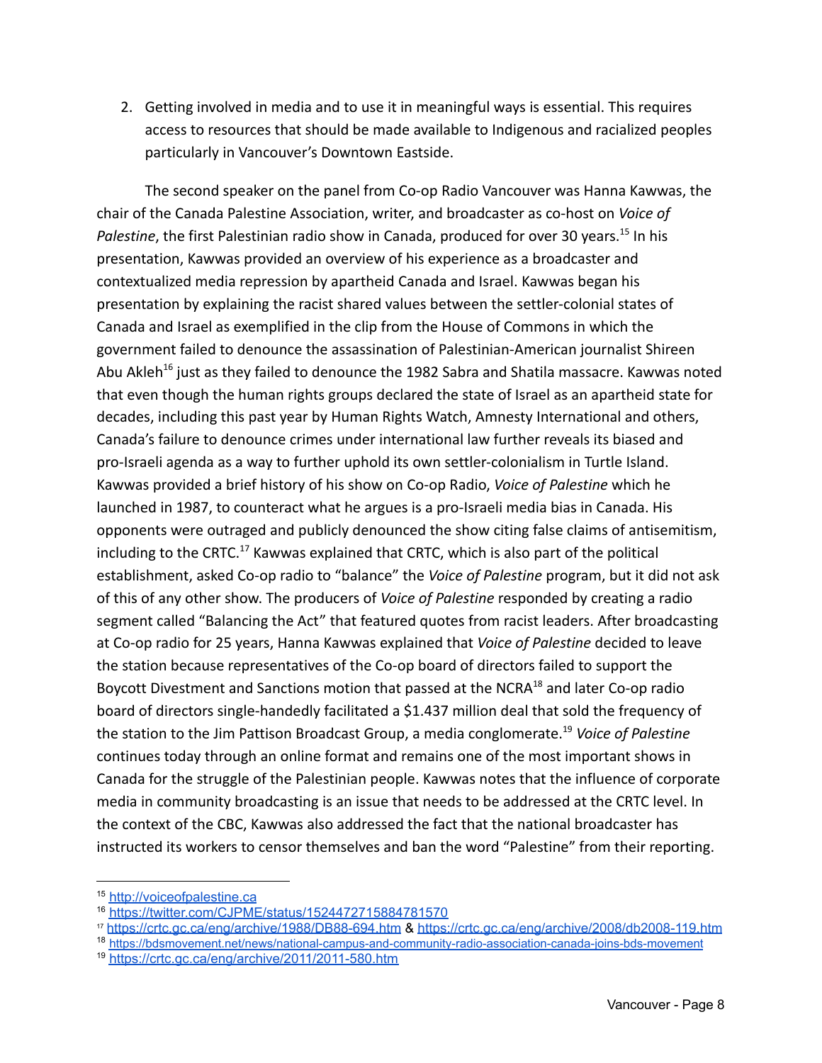2. Getting involved in media and to use it in meaningful ways is essential. This requires access to resources that should be made available to Indigenous and racialized peoples particularly in Vancouver's Downtown Eastside.

The second speaker on the panel from Co-op Radio Vancouver was Hanna Kawwas, the chair of the Canada Palestine Association, writer, and broadcaster as co-host on *Voice of Palestine*, the first Palestinian radio show in Canada, produced for over 30 years.[15] In his presentation, Kawwas provided an overview of his experience as a broadcaster and contextualized media repression by apartheid Canada and Israel. Kawwas began his presentation by explaining the racist shared values between the settler-colonial states of Canada and Israel as exemplified in the clip from the House of Commons in which the government failed to denounce the assassination of Palestinian-American journalist Shireen Abu Akleh[16] just as they failed to denounce the 1982 Sabra and Shatila massacre. Kawwas noted that even though the human rights groups declared the state of Israel as an apartheid state for decades, including this past year by Human Rights Watch, Amnesty International and others, Canada's failure to denounce crimes under international law further reveals its biased and pro-Israeli agenda as a way to further uphold its own settler-colonialism in Turtle Island. Kawwas provided a brief history of his show on Co-op Radio, *Voice of Palestine* which he launched in 1987, to counteract what he argues is a pro-Israeli media bias in Canada. His opponents were outraged and publicly denounced the show citing false claims of antisemitism, including to the CRTC.[17] Kawwas explained that CRTC, which is also part of the political establishment, asked Co-op radio to "balance" the *Voice of Palestine* program, but it did not ask of this of any other show. The producers of *Voice of Palestine* responded by creating a radio segment called "Balancing the Act" that featured quotes from racist leaders. After broadcasting at Co-op radio for 25 years, Hanna Kawwas explained that *Voice of Palestine* decided to leave the station because representatives of the Co-op board of directors failed to support the Boycott Divestment and Sanctions motion that passed at the NCRA[18] and later Co-op radio board of directors single-handedly facilitated a $1.437 million deal that sold the frequency of the station to the Jim Pattison Broadcast Group, a media conglomerate.[19] *Voice of Palestine* continues today through an online format and remains one of the most important shows in Canada for the struggle of the Palestinian people. Kawwas notes that the influence of corporate media in community broadcasting is an issue that needs to be addressed at the CRTC level. In the context of the CBC, Kawwas also addressed the fact that the national broadcaster has instructed its workers to censor themselves and ban the word "Palestine" from their reporting.

---

[15] http://voiceofpalestine.ca

[16] https://twitter.com/CJPME/status/1524472715884781570

[17] https://crtc.gc.ca/eng/archive/1988/DB88-694.htm & https://crtc.gc.ca/eng/archive/2008/db2008-119.htm

[18] https://bdsmovement.net/news/national-campus-and-community-radio-association-canada-joins-bds-movement

[19] https://crtc.gc.ca/eng/archive/2011/2011-580.htm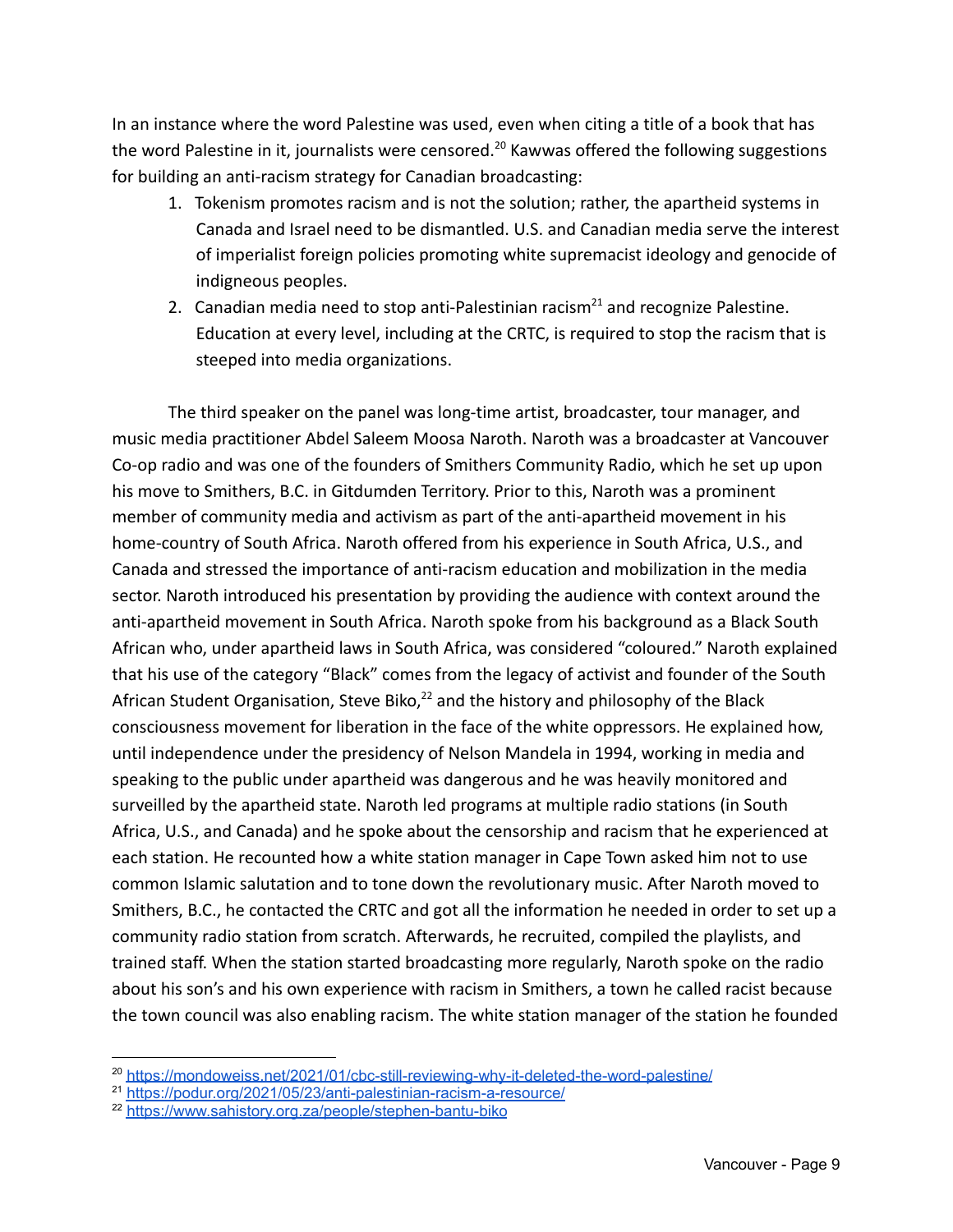In an instance where the word Palestine was used, even when citing a title of a book that has the word Palestine in it, journalists were censored.[20] Kawwas offered the following suggestions for building an anti-racism strategy for Canadian broadcasting:

1. Tokenism promotes racism and is not the solution; rather, the apartheid systems in Canada and Israel need to be dismantled. U.S. and Canadian media serve the interest of imperialist foreign policies promoting white supremacist ideology and genocide of indigneous peoples.
2. Canadian media need to stop anti-Palestinian racism[21] and recognize Palestine. Education at every level, including at the CRTC, is required to stop the racism that is steeped into media organizations.

The third speaker on the panel was long-time artist, broadcaster, tour manager, and music media practitioner Abdel Saleem Moosa Naroth. Naroth was a broadcaster at Vancouver Co-op radio and was one of the founders of Smithers Community Radio, which he set up upon his move to Smithers, B.C. in Gitdumden Territory. Prior to this, Naroth was a prominent member of community media and activism as part of the anti-apartheid movement in his home-country of South Africa. Naroth offered from his experience in South Africa, U.S., and Canada and stressed the importance of anti-racism education and mobilization in the media sector. Naroth introduced his presentation by providing the audience with context around the anti-apartheid movement in South Africa. Naroth spoke from his background as a Black South African who, under apartheid laws in South Africa, was considered "coloured." Naroth explained that his use of the category "Black" comes from the legacy of activist and founder of the South African Student Organisation, Steve Biko,[22] and the history and philosophy of the Black consciousness movement for liberation in the face of the white oppressors. He explained how, until independence under the presidency of Nelson Mandela in 1994, working in media and speaking to the public under apartheid was dangerous and he was heavily monitored and surveilled by the apartheid state. Naroth led programs at multiple radio stations (in South Africa, U.S., and Canada) and he spoke about the censorship and racism that he experienced at each station. He recounted how a white station manager in Cape Town asked him not to use common Islamic salutation and to tone down the revolutionary music. After Naroth moved to Smithers, B.C., he contacted the CRTC and got all the information he needed in order to set up a community radio station from scratch. Afterwards, he recruited, compiled the playlists, and trained staff. When the station started broadcasting more regularly, Naroth spoke on the radio about his son's and his own experience with racism in Smithers, a town he called racist because the town council was also enabling racism. The white station manager of the station he founded

[20] https://mondoweiss.net/2021/01/cbc-still-reviewing-why-it-deleted-the-word-palestine/

[21] https://podur.org/2021/05/23/anti-palestinian-racism-a-resource/

[22] https://www.sahistory.org.za/people/stephen-bantu-biko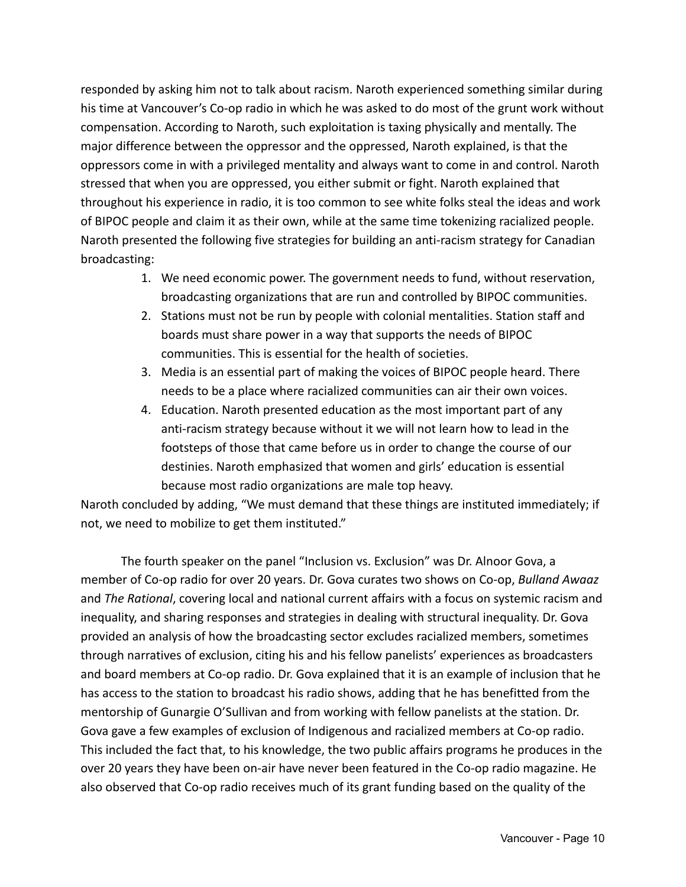responded by asking him not to talk about racism. Naroth experienced something similar during his time at Vancouver's Co-op radio in which he was asked to do most of the grunt work without compensation. According to Naroth, such exploitation is taxing physically and mentally. The major difference between the oppressor and the oppressed, Naroth explained, is that the oppressors come in with a privileged mentality and always want to come in and control. Naroth stressed that when you are oppressed, you either submit or fight. Naroth explained that throughout his experience in radio, it is too common to see white folks steal the ideas and work of BIPOC people and claim it as their own, while at the same time tokenizing racialized people. Naroth presented the following five strategies for building an anti-racism strategy for Canadian broadcasting:

1. We need economic power. The government needs to fund, without reservation, broadcasting organizations that are run and controlled by BIPOC communities.
2. Stations must not be run by people with colonial mentalities. Station staff and boards must share power in a way that supports the needs of BIPOC communities. This is essential for the health of societies.
3. Media is an essential part of making the voices of BIPOC people heard. There needs to be a place where racialized communities can air their own voices.
4. Education. Naroth presented education as the most important part of any anti-racism strategy because without it we will not learn how to lead in the footsteps of those that came before us in order to change the course of our destinies. Naroth emphasized that women and girls' education is essential because most radio organizations are male top heavy.

Naroth concluded by adding, "We must demand that these things are instituted immediately; if not, we need to mobilize to get them instituted."

The fourth speaker on the panel "Inclusion vs. Exclusion" was Dr. Alnoor Gova, a member of Co-op radio for over 20 years. Dr. Gova curates two shows on Co-op, *Bulland Awaaz* and *The Rational*, covering local and national current affairs with a focus on systemic racism and inequality, and sharing responses and strategies in dealing with structural inequality. Dr. Gova provided an analysis of how the broadcasting sector excludes racialized members, sometimes through narratives of exclusion, citing his and his fellow panelists' experiences as broadcasters and board members at Co-op radio. Dr. Gova explained that it is an example of inclusion that he has access to the station to broadcast his radio shows, adding that he has benefitted from the mentorship of Gunargie O'Sullivan and from working with fellow panelists at the station. Dr. Gova gave a few examples of exclusion of Indigenous and racialized members at Co-op radio. This included the fact that, to his knowledge, the two public affairs programs he produces in the over 20 years they have been on-air have never been featured in the Co-op radio magazine. He also observed that Co-op radio receives much of its grant funding based on the quality of the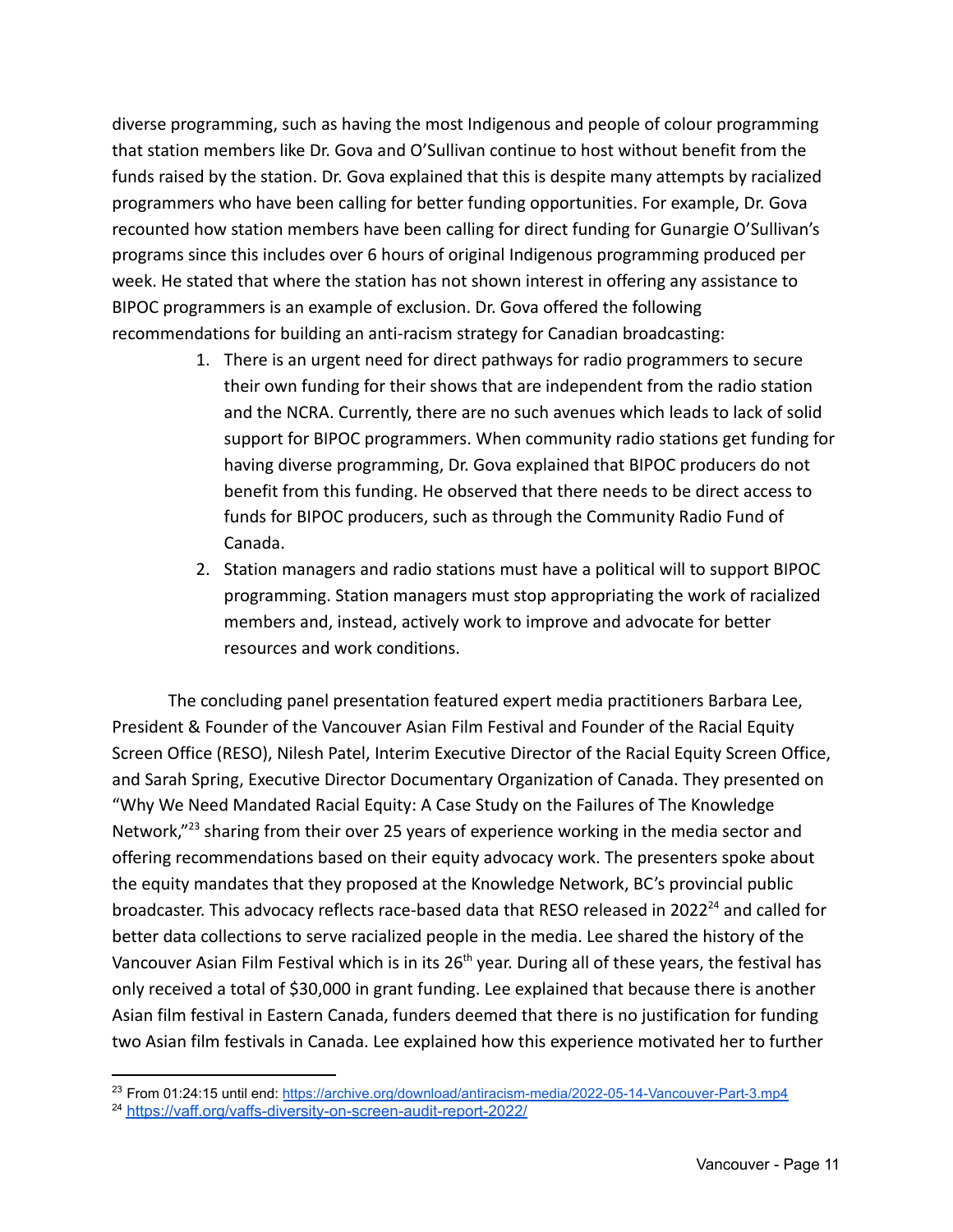diverse programming, such as having the most Indigenous and people of colour programming that station members like Dr. Gova and O'Sullivan continue to host without benefit from the funds raised by the station. Dr. Gova explained that this is despite many attempts by racialized programmers who have been calling for better funding opportunities. For example, Dr. Gova recounted how station members have been calling for direct funding for Gunargie O'Sullivan's programs since this includes over 6 hours of original Indigenous programming produced per week. He stated that where the station has not shown interest in offering any assistance to BIPOC programmers is an example of exclusion. Dr. Gova offered the following recommendations for building an anti-racism strategy for Canadian broadcasting:

1. There is an urgent need for direct pathways for radio programmers to secure their own funding for their shows that are independent from the radio station and the NCRA. Currently, there are no such avenues which leads to lack of solid support for BIPOC programmers. When community radio stations get funding for having diverse programming, Dr. Gova explained that BIPOC producers do not benefit from this funding. He observed that there needs to be direct access to funds for BIPOC producers, such as through the Community Radio Fund of Canada.
2. Station managers and radio stations must have a political will to support BIPOC programming. Station managers must stop appropriating the work of racialized members and, instead, actively work to improve and advocate for better resources and work conditions.

The concluding panel presentation featured expert media practitioners Barbara Lee, President & Founder of the Vancouver Asian Film Festival and Founder of the Racial Equity Screen Office (RESO), Nilesh Patel, Interim Executive Director of the Racial Equity Screen Office, and Sarah Spring, Executive Director Documentary Organization of Canada. They presented on "Why We Need Mandated Racial Equity: A Case Study on the Failures of The Knowledge Network,"[23] sharing from their over 25 years of experience working in the media sector and offering recommendations based on their equity advocacy work. The presenters spoke about the equity mandates that they proposed at the Knowledge Network, BC's provincial public broadcaster. This advocacy reflects race-based data that RESO released in 2022[24] and called for better data collections to serve racialized people in the media. Lee shared the history of the Vancouver Asian Film Festival which is in its 26th year. During all of these years, the festival has only received a total of $30,000 in grant funding. Lee explained that because there is another Asian film festival in Eastern Canada, funders deemed that there is no justification for funding two Asian film festivals in Canada. Lee explained how this experience motivated her to further

---

[23] From 01:24:15 until end: https://archive.org/download/antiracism-media/2022-05-14-Vancouver-Part-3.mp4

[24] https://vaff.org/vaffs-diversity-on-screen-audit-report-2022/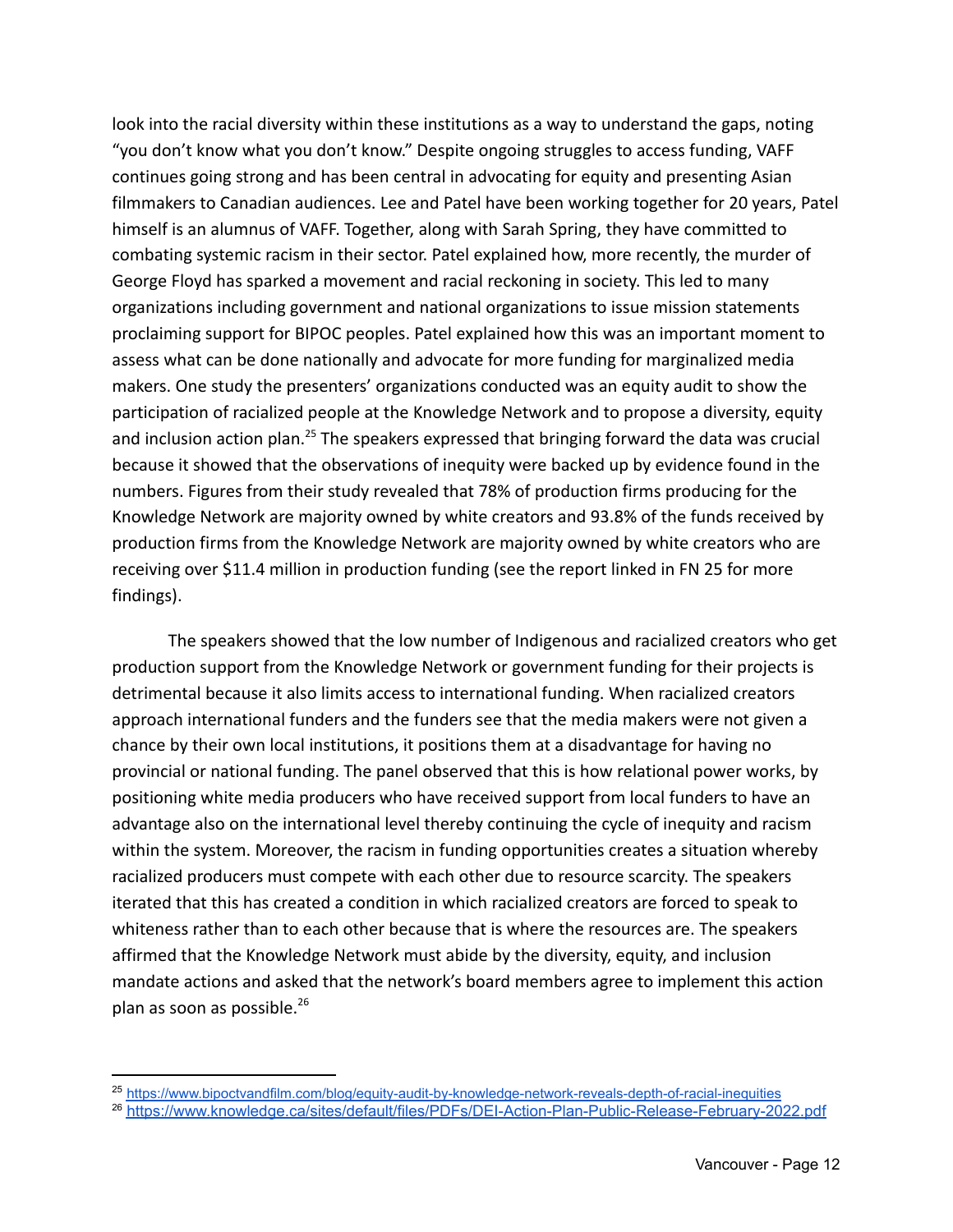look into the racial diversity within these institutions as a way to understand the gaps, noting "you don't know what you don't know." Despite ongoing struggles to access funding, VAFF continues going strong and has been central in advocating for equity and presenting Asian filmmakers to Canadian audiences. Lee and Patel have been working together for 20 years, Patel himself is an alumnus of VAFF. Together, along with Sarah Spring, they have committed to combating systemic racism in their sector. Patel explained how, more recently, the murder of George Floyd has sparked a movement and racial reckoning in society. This led to many organizations including government and national organizations to issue mission statements proclaiming support for BIPOC peoples. Patel explained how this was an important moment to assess what can be done nationally and advocate for more funding for marginalized media makers. One study the presenters' organizations conducted was an equity audit to show the participation of racialized people at the Knowledge Network and to propose a diversity, equity and inclusion action plan.[25] The speakers expressed that bringing forward the data was crucial because it showed that the observations of inequity were backed up by evidence found in the numbers. Figures from their study revealed that 78% of production firms producing for the Knowledge Network are majority owned by white creators and 93.8% of the funds received by production firms from the Knowledge Network are majority owned by white creators who are receiving over $11.4 million in production funding (see the report linked in FN 25 for more findings).

The speakers showed that the low number of Indigenous and racialized creators who get production support from the Knowledge Network or government funding for their projects is detrimental because it also limits access to international funding. When racialized creators approach international funders and the funders see that the media makers were not given a chance by their own local institutions, it positions them at a disadvantage for having no provincial or national funding. The panel observed that this is how relational power works, by positioning white media producers who have received support from local funders to have an advantage also on the international level thereby continuing the cycle of inequity and racism within the system. Moreover, the racism in funding opportunities creates a situation whereby racialized producers must compete with each other due to resource scarcity. The speakers iterated that this has created a condition in which racialized creators are forced to speak to whiteness rather than to each other because that is where the resources are. The speakers affirmed that the Knowledge Network must abide by the diversity, equity, and inclusion mandate actions and asked that the network's board members agree to implement this action plan as soon as possible.[26]

---

[25] https://www.bipoctvandfilm.com/blog/equity-audit-by-knowledge-network-reveals-depth-of-racial-inequities

[26] https://www.knowledge.ca/sites/default/files/PDFs/DEI-Action-Plan-Public-Release-February-2022.pdf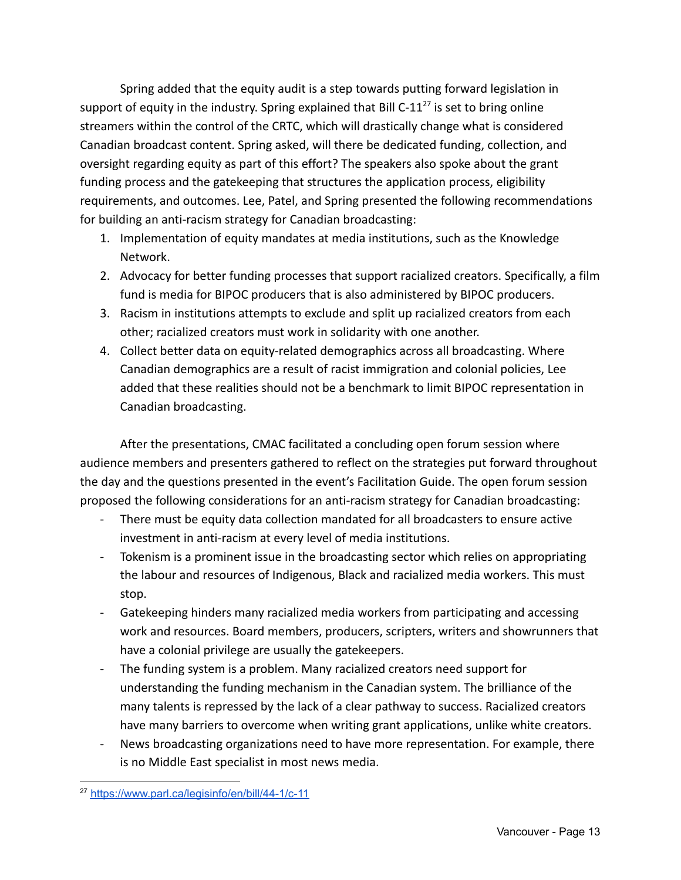Spring added that the equity audit is a step towards putting forward legislation in support of equity in the industry. Spring explained that Bill C-11[27] is set to bring online streamers within the control of the CRTC, which will drastically change what is considered Canadian broadcast content. Spring asked, will there be dedicated funding, collection, and oversight regarding equity as part of this effort? The speakers also spoke about the grant funding process and the gatekeeping that structures the application process, eligibility requirements, and outcomes. Lee, Patel, and Spring presented the following recommendations for building an anti-racism strategy for Canadian broadcasting:

1. Implementation of equity mandates at media institutions, such as the Knowledge Network.
2. Advocacy for better funding processes that support racialized creators. Specifically, a film fund is media for BIPOC producers that is also administered by BIPOC producers.
3. Racism in institutions attempts to exclude and split up racialized creators from each other; racialized creators must work in solidarity with one another.
4. Collect better data on equity-related demographics across all broadcasting. Where Canadian demographics are a result of racist immigration and colonial policies, Lee added that these realities should not be a benchmark to limit BIPOC representation in Canadian broadcasting.

After the presentations, CMAC facilitated a concluding open forum session where audience members and presenters gathered to reflect on the strategies put forward throughout the day and the questions presented in the event's Facilitation Guide. The open forum session proposed the following considerations for an anti-racism strategy for Canadian broadcasting:

- There must be equity data collection mandated for all broadcasters to ensure active investment in anti-racism at every level of media institutions.
- Tokenism is a prominent issue in the broadcasting sector which relies on appropriating the labour and resources of Indigenous, Black and racialized media workers. This must stop.
- Gatekeeping hinders many racialized media workers from participating and accessing work and resources. Board members, producers, scripters, writers and showrunners that have a colonial privilege are usually the gatekeepers.
- The funding system is a problem. Many racialized creators need support for understanding the funding mechanism in the Canadian system. The brilliance of the many talents is repressed by the lack of a clear pathway to success. Racialized creators have many barriers to overcome when writing grant applications, unlike white creators.
- News broadcasting organizations need to have more representation. For example, there is no Middle East specialist in most news media.

[27] https://www.parl.ca/legisinfo/en/bill/44-1/c-11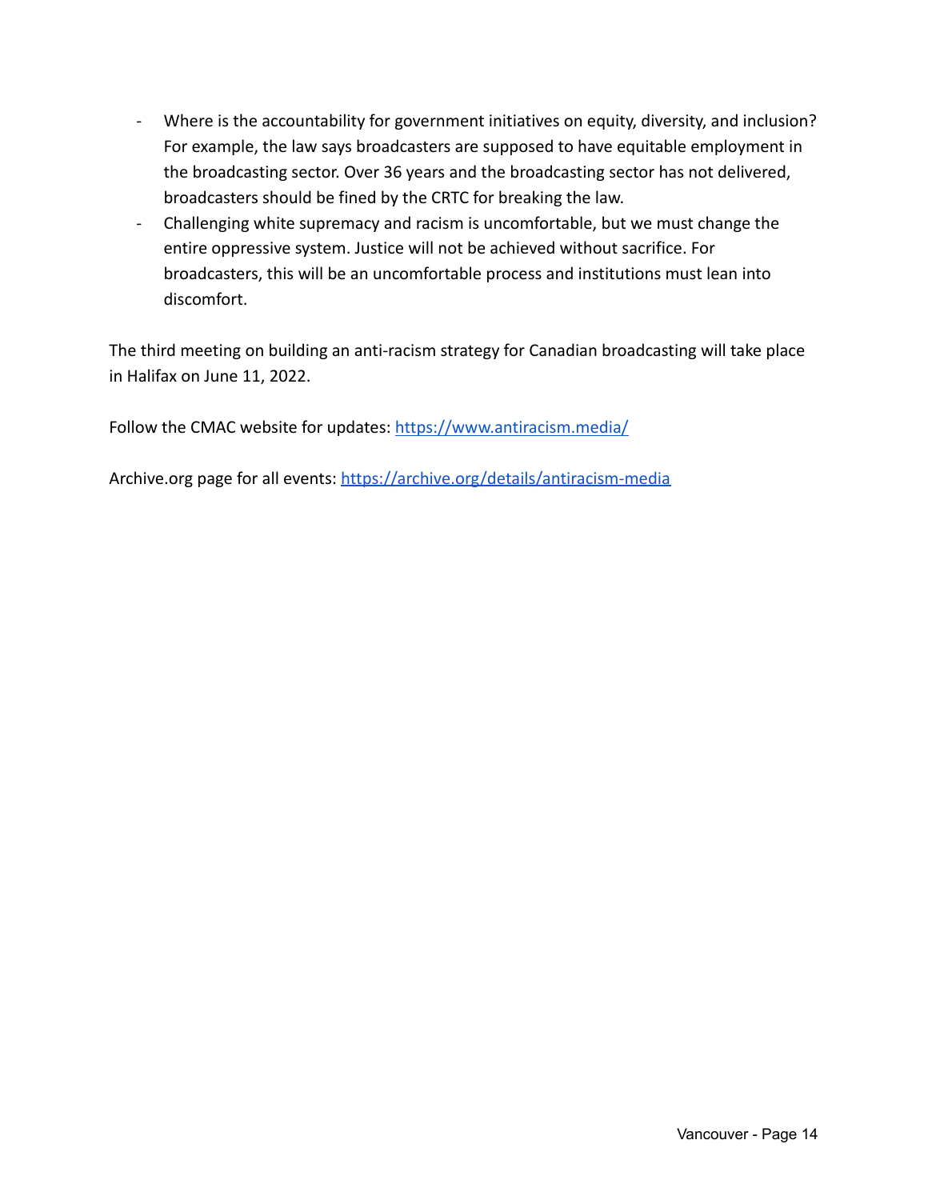- Where is the accountability for government initiatives on equity, diversity, and inclusion? For example, the law says broadcasters are supposed to have equitable employment in the broadcasting sector. Over 36 years and the broadcasting sector has not delivered, broadcasters should be fined by the CRTC for breaking the law.
- Challenging white supremacy and racism is uncomfortable, but we must change the entire oppressive system. Justice will not be achieved without sacrifice. For broadcasters, this will be an uncomfortable process and institutions must lean into discomfort.

The third meeting on building an anti-racism strategy for Canadian broadcasting will take place in Halifax on June 11, 2022.

Follow the CMAC website for updates: https://www.antiracism.media/

Archive.org page for all events: https://archive.org/details/antiracism-media